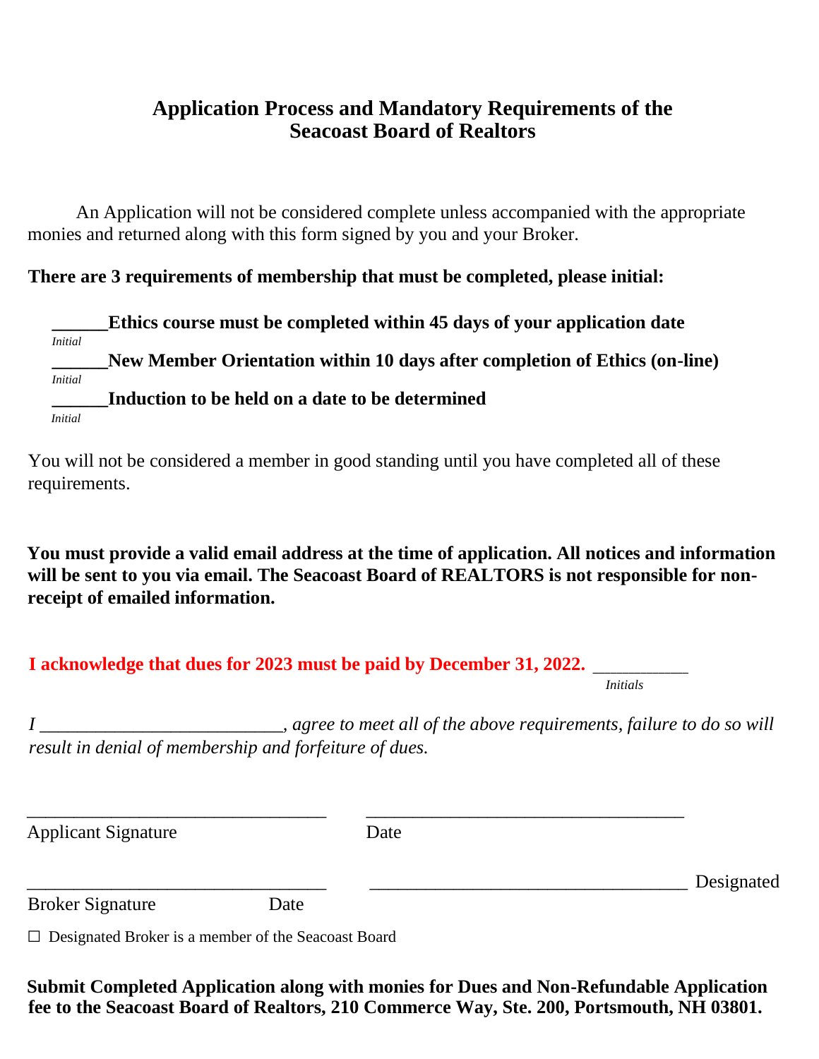# Application Process and Mandatory Requirements of the Seacoast Board of Realtors

An Application will not be considered complete unless accompanied with the appropriate monies and returned along with this form signed by you and your Broker.

**There are 3 requirements of membership that must be completed, please initial:**

______**Ethics course must be completed within 45 days of your application date**
*Initial*

______**New Member Orientation within 10 days after completion of Ethics (on-line)**
*Initial*

______**Induction to be held on a date to be determined**
*Initial*

You will not be considered a member in good standing until you have completed all of these requirements.

**You must provide a valid email address at the time of application. All notices and information will be sent to you via email. The Seacoast Board of REALTORS is not responsible for non-receipt of emailed information.**

**I acknowledge that dues for 2023 must be paid by December 31, 2022.** __________
*Initials*

*I __________________________, agree to meet all of the above requirements, failure to do so will result in denial of membership and forfeiture of dues.*

________________________________ ________________________________
Applicant Signature Date

________________________________ ________________________________ Designated
Broker Signature Date

☐ Designated Broker is a member of the Seacoast Board

**Submit Completed Application along with monies for Dues and Non-Refundable Application fee to the Seacoast Board of Realtors, 210 Commerce Way, Ste. 200, Portsmouth, NH 03801.**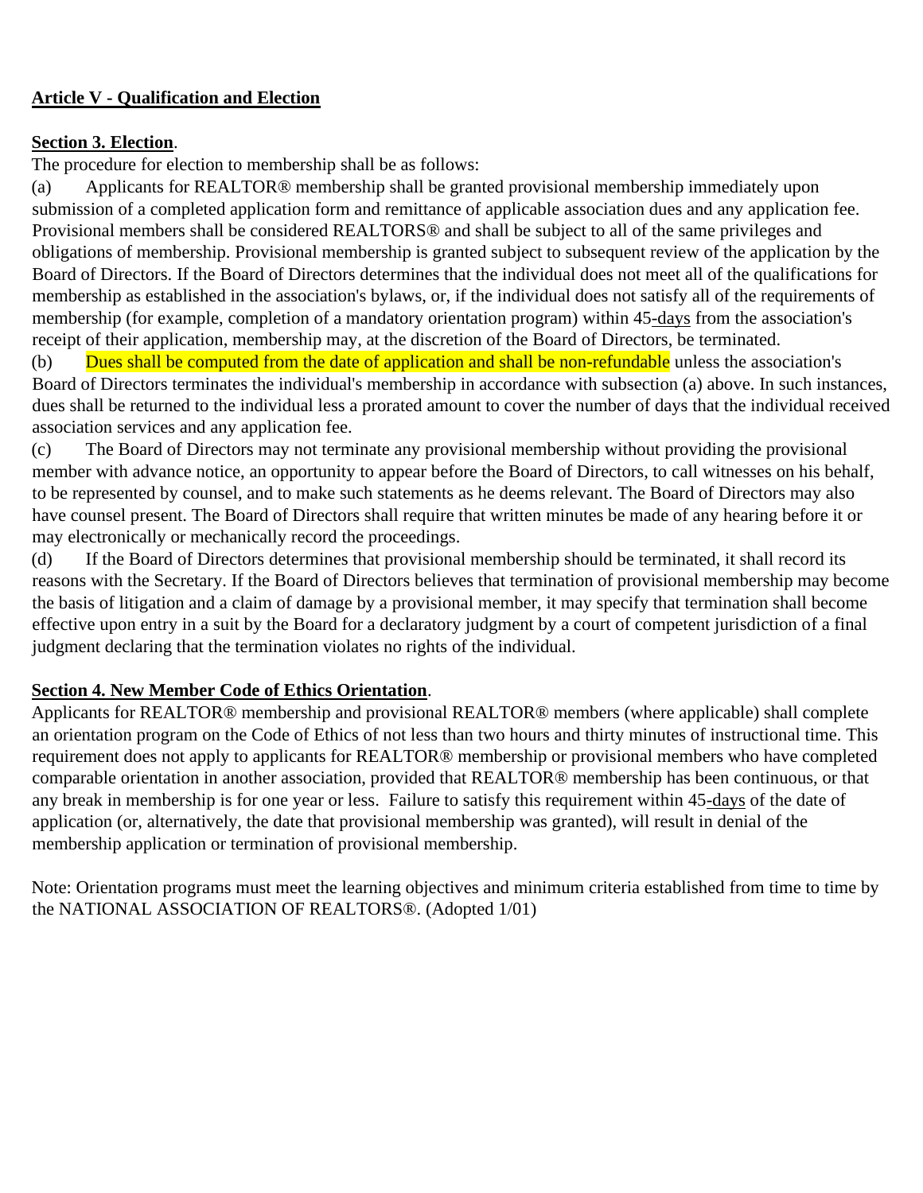**Article V - Qualification and Election**

**Section 3. Election**.

The procedure for election to membership shall be as follows:

(a) Applicants for REALTOR® membership shall be granted provisional membership immediately upon submission of a completed application form and remittance of applicable association dues and any application fee. Provisional members shall be considered REALTORS® and shall be subject to all of the same privileges and obligations of membership. Provisional membership is granted subject to subsequent review of the application by the Board of Directors. If the Board of Directors determines that the individual does not meet all of the qualifications for membership as established in the association's bylaws, or, if the individual does not satisfy all of the requirements of membership (for example, completion of a mandatory orientation program) within 45-days from the association's receipt of their application, membership may, at the discretion of the Board of Directors, be terminated.

(b) Dues shall be computed from the date of application and shall be non-refundable unless the association's Board of Directors terminates the individual's membership in accordance with subsection (a) above. In such instances, dues shall be returned to the individual less a prorated amount to cover the number of days that the individual received association services and any application fee.

(c) The Board of Directors may not terminate any provisional membership without providing the provisional member with advance notice, an opportunity to appear before the Board of Directors, to call witnesses on his behalf, to be represented by counsel, and to make such statements as he deems relevant. The Board of Directors may also have counsel present. The Board of Directors shall require that written minutes be made of any hearing before it or may electronically or mechanically record the proceedings.

(d) If the Board of Directors determines that provisional membership should be terminated, it shall record its reasons with the Secretary. If the Board of Directors believes that termination of provisional membership may become the basis of litigation and a claim of damage by a provisional member, it may specify that termination shall become effective upon entry in a suit by the Board for a declaratory judgment by a court of competent jurisdiction of a final judgment declaring that the termination violates no rights of the individual.

**Section 4. New Member Code of Ethics Orientation**.

Applicants for REALTOR® membership and provisional REALTOR® members (where applicable) shall complete an orientation program on the Code of Ethics of not less than two hours and thirty minutes of instructional time. This requirement does not apply to applicants for REALTOR® membership or provisional members who have completed comparable orientation in another association, provided that REALTOR® membership has been continuous, or that any break in membership is for one year or less. Failure to satisfy this requirement within 45-days of the date of application (or, alternatively, the date that provisional membership was granted), will result in denial of the membership application or termination of provisional membership.

Note: Orientation programs must meet the learning objectives and minimum criteria established from time to time by the NATIONAL ASSOCIATION OF REALTORS®. (Adopted 1/01)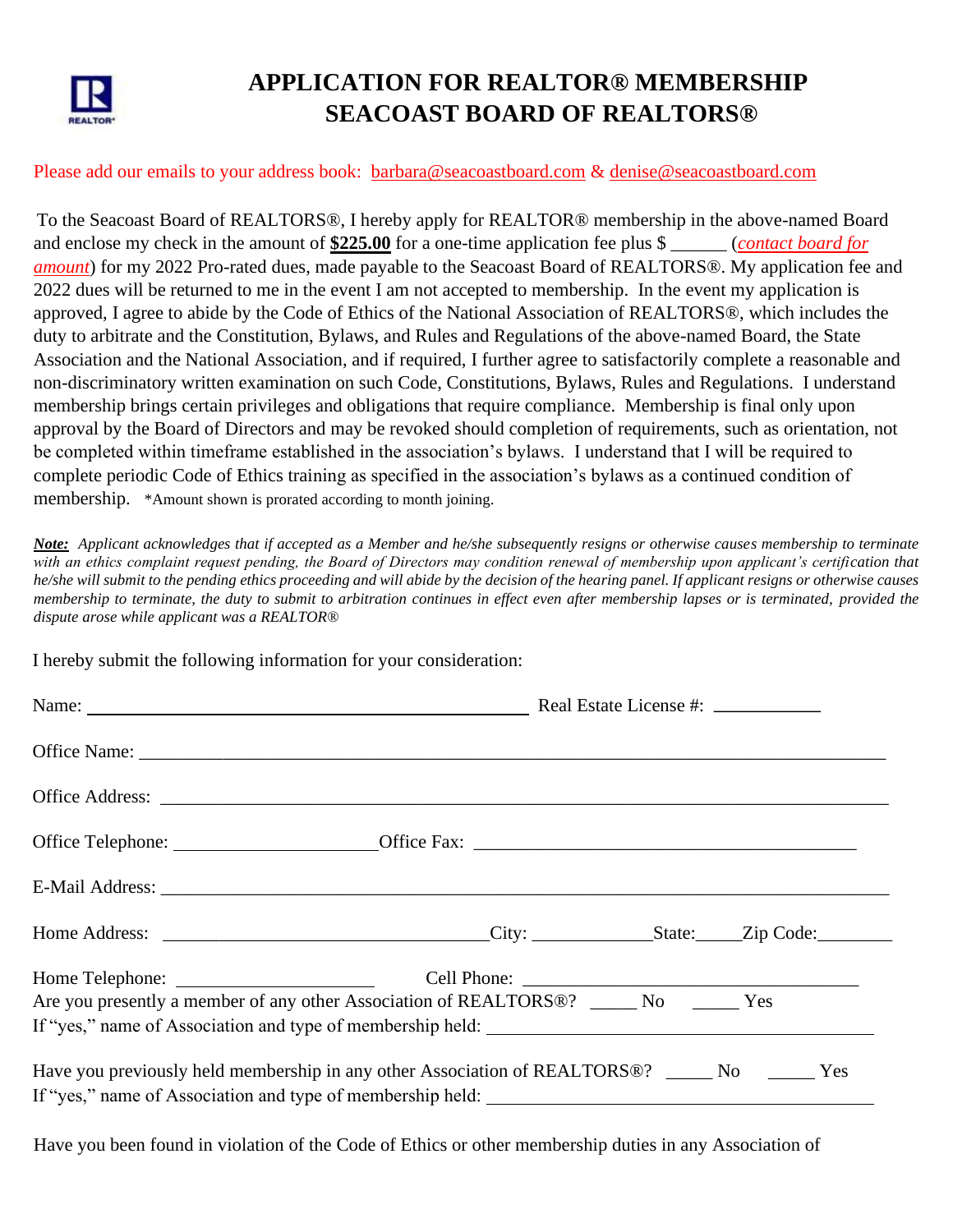# APPLICATION FOR REALTOR® MEMBERSHIP
# SEACOAST BOARD OF REALTORS®

Please add our emails to your address book: barbara@seacoastboard.com & denise@seacoastboard.com

To the Seacoast Board of REALTORS®, I hereby apply for REALTOR® membership in the above-named Board and enclose my check in the amount of **$225.00** for a one-time application fee plus $ ______ (*contact board for amount*) for my 2022 Pro-rated dues, made payable to the Seacoast Board of REALTORS®. My application fee and 2022 dues will be returned to me in the event I am not accepted to membership. In the event my application is approved, I agree to abide by the Code of Ethics of the National Association of REALTORS®, which includes the duty to arbitrate and the Constitution, Bylaws, and Rules and Regulations of the above-named Board, the State Association and the National Association, and if required, I further agree to satisfactorily complete a reasonable and non-discriminatory written examination on such Code, Constitutions, Bylaws, Rules and Regulations. I understand membership brings certain privileges and obligations that require compliance. Membership is final only upon approval by the Board of Directors and may be revoked should completion of requirements, such as orientation, not be completed within timeframe established in the association's bylaws. I understand that I will be required to complete periodic Code of Ethics training as specified in the association's bylaws as a continued condition of membership. *Amount shown is prorated according to month joining.

***Note:*** *Applicant acknowledges that if accepted as a Member and he/she subsequently resigns or otherwise causes membership to terminate with an ethics complaint request pending, the Board of Directors may condition renewal of membership upon applicant's certification that he/she will submit to the pending ethics proceeding and will abide by the decision of the hearing panel. If applicant resigns or otherwise causes membership to terminate, the duty to submit to arbitration continues in effect even after membership lapses or is terminated, provided the dispute arose while applicant was a REALTOR®*

I hereby submit the following information for your consideration:

Name: ______________________________ Real Estate License #: ___________

Office Name: ______________________________________________________________

Office Address: ____________________________________________________________

Office Telephone: ____________________ Office Fax: ______________________________

E-Mail Address: ____________________________________________________________

Home Address: ______________________________ City: ___________ State: _____ Zip Code: ________

Home Telephone: ____________________ Cell Phone: ______________________________

Are you presently a member of any other Association of REALTORS®? _____ No _____ Yes

If "yes," name of Association and type of membership held: ______________________________

Have you previously held membership in any other Association of REALTORS®? _____ No _____ Yes

If "yes," name of Association and type of membership held: ______________________________

Have you been found in violation of the Code of Ethics or other membership duties in any Association of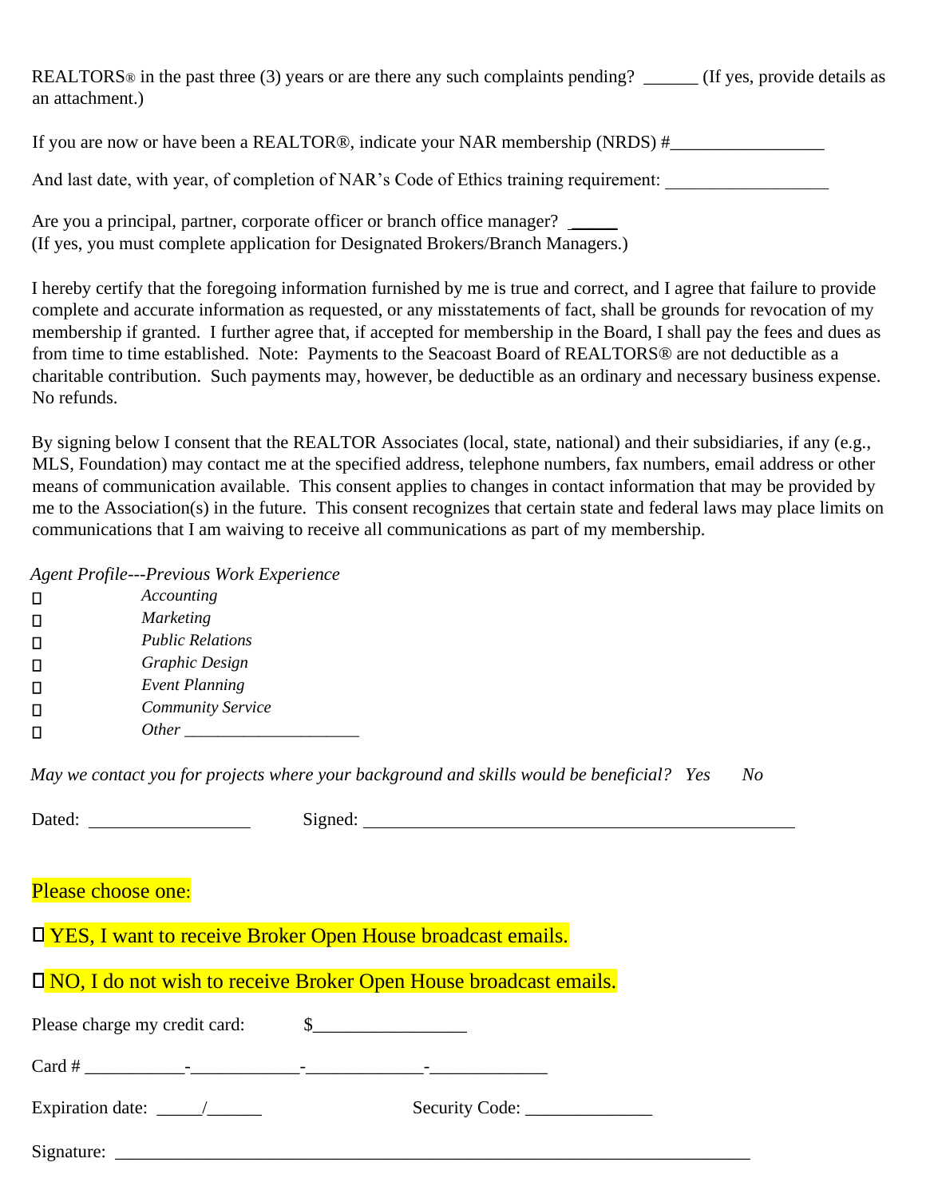REALTORS® in the past three (3) years or are there any such complaints pending? ______ (If yes, provide details as an attachment.)

If you are now or have been a REALTOR®, indicate your NAR membership (NRDS) #_________________

And last date, with year, of completion of NAR's Code of Ethics training requirement: __________________

Are you a principal, partner, corporate officer or branch office manager? _____
(If yes, you must complete application for Designated Brokers/Branch Managers.)

I hereby certify that the foregoing information furnished by me is true and correct, and I agree that failure to provide complete and accurate information as requested, or any misstatements of fact, shall be grounds for revocation of my membership if granted. I further agree that, if accepted for membership in the Board, I shall pay the fees and dues as from time to time established. Note: Payments to the Seacoast Board of REALTORS® are not deductible as a charitable contribution. Such payments may, however, be deductible as an ordinary and necessary business expense. No refunds.

By signing below I consent that the REALTOR Associates (local, state, national) and their subsidiaries, if any (e.g., MLS, Foundation) may contact me at the specified address, telephone numbers, fax numbers, email address or other means of communication available. This consent applies to changes in contact information that may be provided by me to the Association(s) in the future. This consent recognizes that certain state and federal laws may place limits on communications that I am waiving to receive all communications as part of my membership.

*Agent Profile---Previous Work Experience*

- ☐ *Accounting*
- ☐ *Marketing*
- ☐ *Public Relations*
- ☐ *Graphic Design*
- ☐ *Event Planning*
- ☐ *Community Service*
- ☐ *Other* ____________________

*May we contact you for projects where your background and skills would be beneficial? Yes No*

Dated: __________________ Signed: ________________________________________________

Please choose one:

☐ YES, I want to receive Broker Open House broadcast emails.

☐ NO, I do not wish to receive Broker Open House broadcast emails.

Please charge my credit card: $_________________

Card # ___________-____________-_____________-_____________

Expiration date: _____/______ Security Code: ______________

Signature: ________________________________________________________________________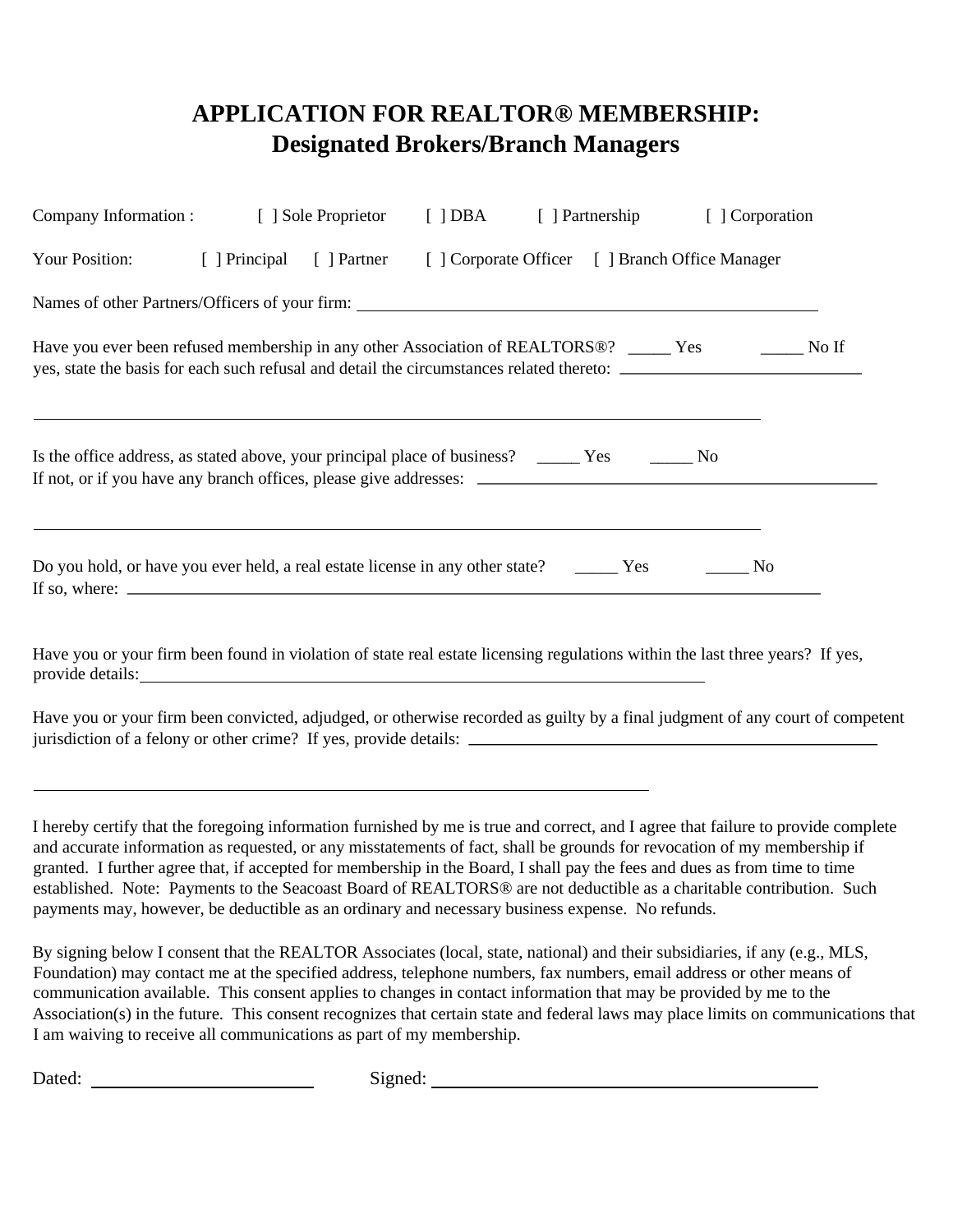# APPLICATION FOR REALTOR® MEMBERSHIP: Designated Brokers/Branch Managers

Company Information : [ ] Sole Proprietor [ ] DBA [ ] Partnership [ ] Corporation

Your Position: [ ] Principal [ ] Partner [ ] Corporate Officer [ ] Branch Office Manager

Names of other Partners/Officers of your firm: ______________________________

Have you ever been refused membership in any other Association of REALTORS®? _____ Yes _____ No If yes, state the basis for each such refusal and detail the circumstances related thereto: ______________________________

______________________________

Is the office address, as stated above, your principal place of business? _____ Yes _____ No
If not, or if you have any branch offices, please give addresses: ______________________________

______________________________

Do you hold, or have you ever held, a real estate license in any other state? _____ Yes _____ No
If so, where: ______________________________

Have you or your firm been found in violation of state real estate licensing regulations within the last three years? If yes, provide details:______________________________

Have you or your firm been convicted, adjudged, or otherwise recorded as guilty by a final judgment of any court of competent jurisdiction of a felony or other crime? If yes, provide details: ______________________________

______________________________

I hereby certify that the foregoing information furnished by me is true and correct, and I agree that failure to provide complete and accurate information as requested, or any misstatements of fact, shall be grounds for revocation of my membership if granted. I further agree that, if accepted for membership in the Board, I shall pay the fees and dues as from time to time established. Note: Payments to the Seacoast Board of REALTORS® are not deductible as a charitable contribution. Such payments may, however, be deductible as an ordinary and necessary business expense. No refunds.

By signing below I consent that the REALTOR Associates (local, state, national) and their subsidiaries, if any (e.g., MLS, Foundation) may contact me at the specified address, telephone numbers, fax numbers, email address or other means of communication available. This consent applies to changes in contact information that may be provided by me to the Association(s) in the future. This consent recognizes that certain state and federal laws may place limits on communications that I am waiving to receive all communications as part of my membership.

Dated: ____________________ Signed: ______________________________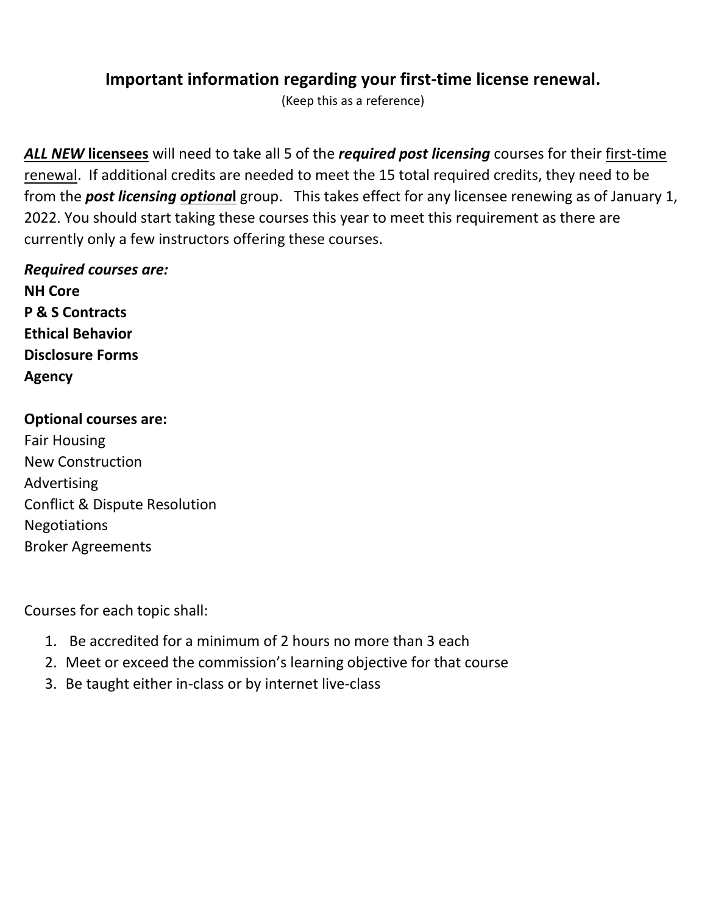## Important information regarding your first-time license renewal.

(Keep this as a reference)

***ALL NEW* licensees** will need to take all 5 of the ***required post licensing*** courses for their first-time renewal. If additional credits are needed to meet the 15 total required credits, they need to be from the ***post licensing optional*** group. This takes effect for any licensee renewing as of January 1, 2022. You should start taking these courses this year to meet this requirement as there are currently only a few instructors offering these courses.

***Required courses are:***

**NH Core**
**P & S Contracts**
**Ethical Behavior**
**Disclosure Forms**
**Agency**

**Optional courses are:**

Fair Housing
New Construction
Advertising
Conflict & Dispute Resolution
Negotiations
Broker Agreements

Courses for each topic shall:

1. Be accredited for a minimum of 2 hours no more than 3 each
2. Meet or exceed the commission's learning objective for that course
3. Be taught either in-class or by internet live-class